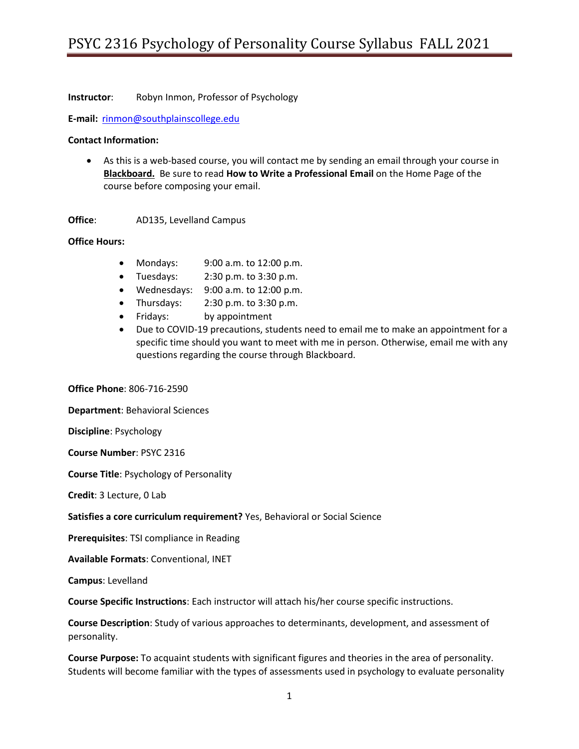# PSYC 2316 Psychology of Personality Course Syllabus FALL 2021

**Instructor**: Robyn Inmon, Professor of Psychology

**E-mail:** rinmon@southplainscollege.edu

**Contact Information:**

- As this is a web-based course, you will contact me by sending an email through your course in **Blackboard.** Be sure to read **How to Write a Professional Email** on the Home Page of the course before composing your email.

**Office**: AD135, Levelland Campus

**Office Hours:**

- Mondays: 9:00 a.m. to 12:00 p.m.
- Tuesdays: 2:30 p.m. to 3:30 p.m.
- Wednesdays: 9:00 a.m. to 12:00 p.m.
- Thursdays: 2:30 p.m. to 3:30 p.m.
- Fridays: by appointment
- Due to COVID-19 precautions, students need to email me to make an appointment for a specific time should you want to meet with me in person. Otherwise, email me with any questions regarding the course through Blackboard.

**Office Phone**: 806-716-2590

**Department**: Behavioral Sciences

**Discipline**: Psychology

**Course Number**: PSYC 2316

**Course Title**: Psychology of Personality

**Credit**: 3 Lecture, 0 Lab

**Satisfies a core curriculum requirement?** Yes, Behavioral or Social Science

**Prerequisites**: TSI compliance in Reading

**Available Formats**: Conventional, INET

**Campus**: Levelland

**Course Specific Instructions**: Each instructor will attach his/her course specific instructions.

**Course Description**: Study of various approaches to determinants, development, and assessment of personality.

**Course Purpose:** To acquaint students with significant figures and theories in the area of personality. Students will become familiar with the types of assessments used in psychology to evaluate personality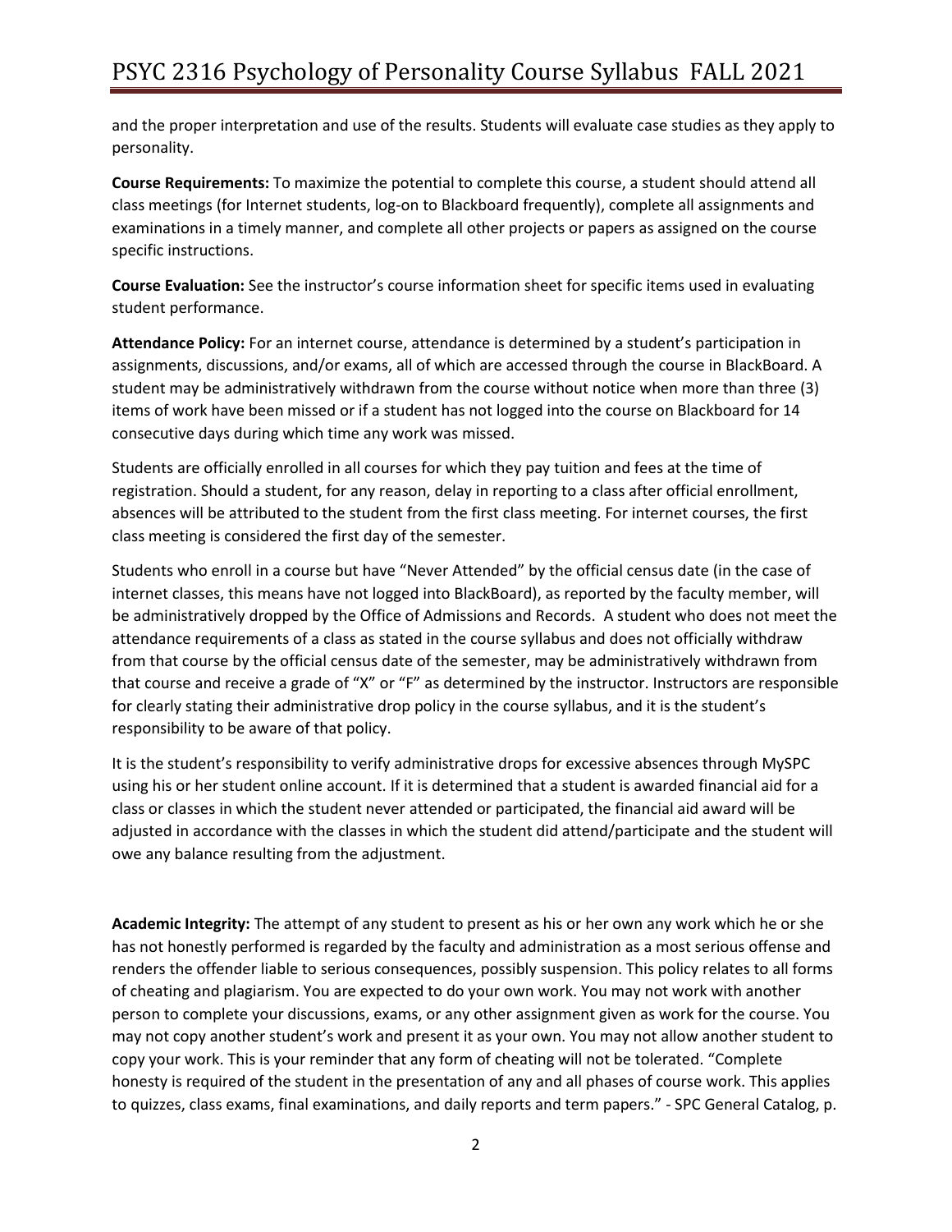and the proper interpretation and use of the results. Students will evaluate case studies as they apply to personality.

**Course Requirements:** To maximize the potential to complete this course, a student should attend all class meetings (for Internet students, log-on to Blackboard frequently), complete all assignments and examinations in a timely manner, and complete all other projects or papers as assigned on the course specific instructions.

**Course Evaluation:** See the instructor's course information sheet for specific items used in evaluating student performance.

**Attendance Policy:** For an internet course, attendance is determined by a student's participation in assignments, discussions, and/or exams, all of which are accessed through the course in BlackBoard. A student may be administratively withdrawn from the course without notice when more than three (3) items of work have been missed or if a student has not logged into the course on Blackboard for 14 consecutive days during which time any work was missed.

Students are officially enrolled in all courses for which they pay tuition and fees at the time of registration. Should a student, for any reason, delay in reporting to a class after official enrollment, absences will be attributed to the student from the first class meeting. For internet courses, the first class meeting is considered the first day of the semester.

Students who enroll in a course but have "Never Attended" by the official census date (in the case of internet classes, this means have not logged into BlackBoard), as reported by the faculty member, will be administratively dropped by the Office of Admissions and Records. A student who does not meet the attendance requirements of a class as stated in the course syllabus and does not officially withdraw from that course by the official census date of the semester, may be administratively withdrawn from that course and receive a grade of "X" or "F" as determined by the instructor. Instructors are responsible for clearly stating their administrative drop policy in the course syllabus, and it is the student's responsibility to be aware of that policy.

It is the student's responsibility to verify administrative drops for excessive absences through MySPC using his or her student online account. If it is determined that a student is awarded financial aid for a class or classes in which the student never attended or participated, the financial aid award will be adjusted in accordance with the classes in which the student did attend/participate and the student will owe any balance resulting from the adjustment.

**Academic Integrity:** The attempt of any student to present as his or her own any work which he or she has not honestly performed is regarded by the faculty and administration as a most serious offense and renders the offender liable to serious consequences, possibly suspension. This policy relates to all forms of cheating and plagiarism. You are expected to do your own work. You may not work with another person to complete your discussions, exams, or any other assignment given as work for the course. You may not copy another student's work and present it as your own. You may not allow another student to copy your work. This is your reminder that any form of cheating will not be tolerated. "Complete honesty is required of the student in the presentation of any and all phases of course work. This applies to quizzes, class exams, final examinations, and daily reports and term papers." - SPC General Catalog, p.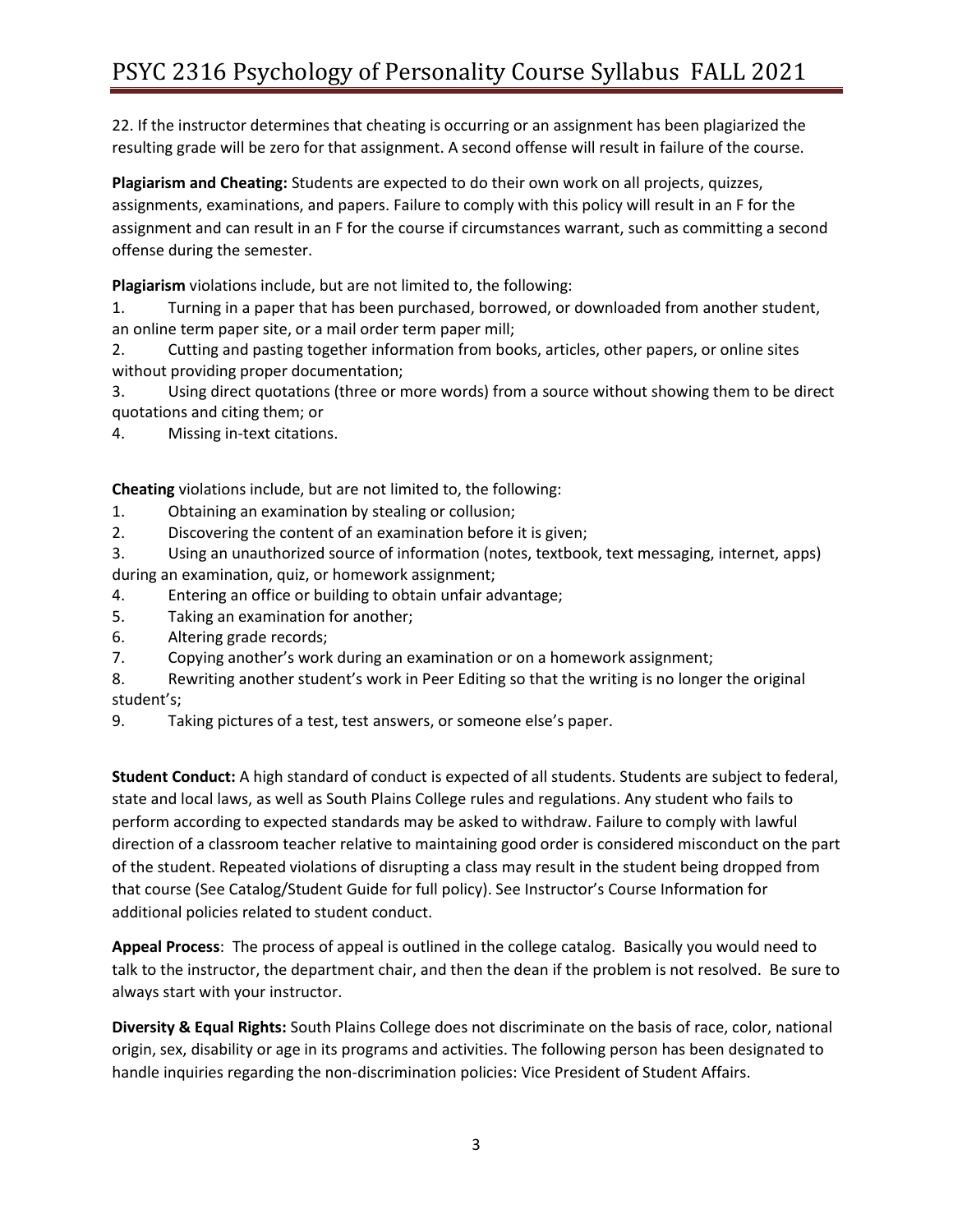22. If the instructor determines that cheating is occurring or an assignment has been plagiarized the resulting grade will be zero for that assignment. A second offense will result in failure of the course.

**Plagiarism and Cheating:** Students are expected to do their own work on all projects, quizzes, assignments, examinations, and papers. Failure to comply with this policy will result in an F for the assignment and can result in an F for the course if circumstances warrant, such as committing a second offense during the semester.

**Plagiarism** violations include, but are not limited to, the following:

1. Turning in a paper that has been purchased, borrowed, or downloaded from another student, an online term paper site, or a mail order term paper mill;
2. Cutting and pasting together information from books, articles, other papers, or online sites without providing proper documentation;
3. Using direct quotations (three or more words) from a source without showing them to be direct quotations and citing them; or
4. Missing in-text citations.

**Cheating** violations include, but are not limited to, the following:

1. Obtaining an examination by stealing or collusion;
2. Discovering the content of an examination before it is given;
3. Using an unauthorized source of information (notes, textbook, text messaging, internet, apps) during an examination, quiz, or homework assignment;
4. Entering an office or building to obtain unfair advantage;
5. Taking an examination for another;
6. Altering grade records;
7. Copying another's work during an examination or on a homework assignment;
8. Rewriting another student's work in Peer Editing so that the writing is no longer the original student's;
9. Taking pictures of a test, test answers, or someone else's paper.

**Student Conduct:** A high standard of conduct is expected of all students. Students are subject to federal, state and local laws, as well as South Plains College rules and regulations. Any student who fails to perform according to expected standards may be asked to withdraw. Failure to comply with lawful direction of a classroom teacher relative to maintaining good order is considered misconduct on the part of the student. Repeated violations of disrupting a class may result in the student being dropped from that course (See Catalog/Student Guide for full policy). See Instructor's Course Information for additional policies related to student conduct.

**Appeal Process**: The process of appeal is outlined in the college catalog. Basically you would need to talk to the instructor, the department chair, and then the dean if the problem is not resolved. Be sure to always start with your instructor.

**Diversity & Equal Rights:** South Plains College does not discriminate on the basis of race, color, national origin, sex, disability or age in its programs and activities. The following person has been designated to handle inquiries regarding the non-discrimination policies: Vice President of Student Affairs.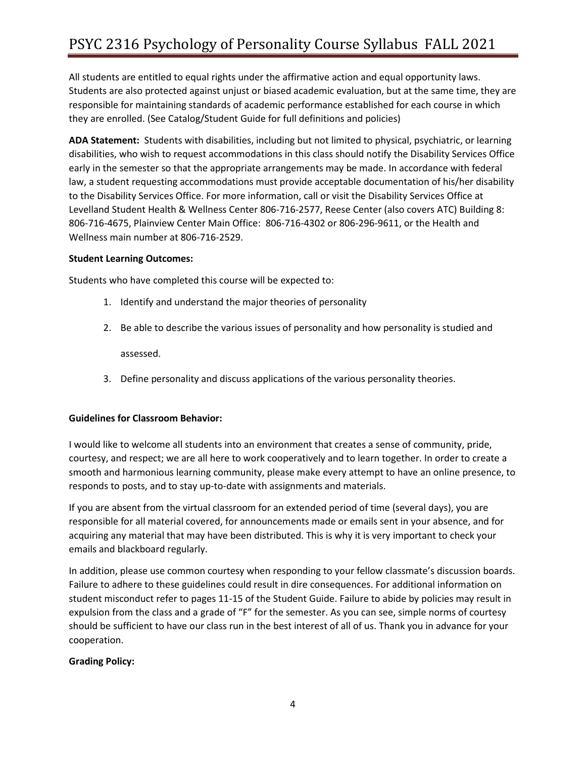All students are entitled to equal rights under the affirmative action and equal opportunity laws. Students are also protected against unjust or biased academic evaluation, but at the same time, they are responsible for maintaining standards of academic performance established for each course in which they are enrolled. (See Catalog/Student Guide for full definitions and policies)

**ADA Statement:** Students with disabilities, including but not limited to physical, psychiatric, or learning disabilities, who wish to request accommodations in this class should notify the Disability Services Office early in the semester so that the appropriate arrangements may be made. In accordance with federal law, a student requesting accommodations must provide acceptable documentation of his/her disability to the Disability Services Office. For more information, call or visit the Disability Services Office at Levelland Student Health & Wellness Center 806-716-2577, Reese Center (also covers ATC) Building 8: 806-716-4675, Plainview Center Main Office: 806-716-4302 or 806-296-9611, or the Health and Wellness main number at 806-716-2529.

**Student Learning Outcomes:**

Students who have completed this course will be expected to:

1. Identify and understand the major theories of personality
2. Be able to describe the various issues of personality and how personality is studied and assessed.
3. Define personality and discuss applications of the various personality theories.

**Guidelines for Classroom Behavior:**

I would like to welcome all students into an environment that creates a sense of community, pride, courtesy, and respect; we are all here to work cooperatively and to learn together. In order to create a smooth and harmonious learning community, please make every attempt to have an online presence, to responds to posts, and to stay up-to-date with assignments and materials.

If you are absent from the virtual classroom for an extended period of time (several days), you are responsible for all material covered, for announcements made or emails sent in your absence, and for acquiring any material that may have been distributed. This is why it is very important to check your emails and blackboard regularly.

In addition, please use common courtesy when responding to your fellow classmate's discussion boards. Failure to adhere to these guidelines could result in dire consequences. For additional information on student misconduct refer to pages 11-15 of the Student Guide. Failure to abide by policies may result in expulsion from the class and a grade of "F" for the semester. As you can see, simple norms of courtesy should be sufficient to have our class run in the best interest of all of us. Thank you in advance for your cooperation.

**Grading Policy:**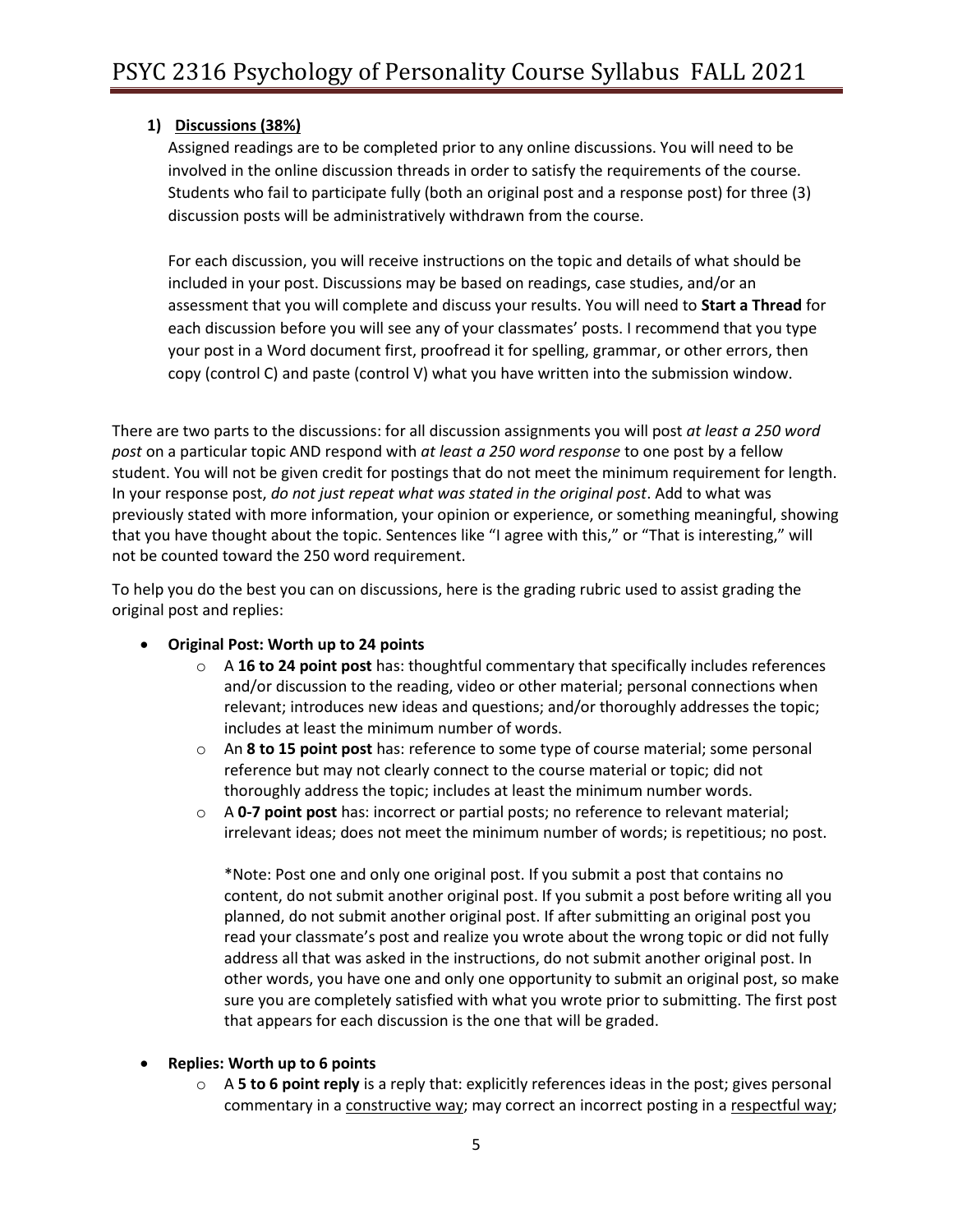## 1) Discussions (38%)

Assigned readings are to be completed prior to any online discussions. You will need to be involved in the online discussion threads in order to satisfy the requirements of the course. Students who fail to participate fully (both an original post and a response post) for three (3) discussion posts will be administratively withdrawn from the course.

For each discussion, you will receive instructions on the topic and details of what should be included in your post. Discussions may be based on readings, case studies, and/or an assessment that you will complete and discuss your results. You will need to **Start a Thread** for each discussion before you will see any of your classmates' posts. I recommend that you type your post in a Word document first, proofread it for spelling, grammar, or other errors, then copy (control C) and paste (control V) what you have written into the submission window.

There are two parts to the discussions: for all discussion assignments you will post *at least a 250 word post* on a particular topic AND respond with *at least a 250 word response* to one post by a fellow student. You will not be given credit for postings that do not meet the minimum requirement for length. In your response post, *do not just repeat what was stated in the original post*. Add to what was previously stated with more information, your opinion or experience, or something meaningful, showing that you have thought about the topic. Sentences like "I agree with this," or "That is interesting," will not be counted toward the 250 word requirement.

To help you do the best you can on discussions, here is the grading rubric used to assist grading the original post and replies:

- **Original Post: Worth up to 24 points**
  - A **16 to 24 point post** has: thoughtful commentary that specifically includes references and/or discussion to the reading, video or other material; personal connections when relevant; introduces new ideas and questions; and/or thoroughly addresses the topic; includes at least the minimum number of words.
  - An **8 to 15 point post** has: reference to some type of course material; some personal reference but may not clearly connect to the course material or topic; did not thoroughly address the topic; includes at least the minimum number words.
  - A **0-7 point post** has: incorrect or partial posts; no reference to relevant material; irrelevant ideas; does not meet the minimum number of words; is repetitious; no post.

    *Note: Post one and only one original post. If you submit a post that contains no content, do not submit another original post. If you submit a post before writing all you planned, do not submit another original post. If after submitting an original post you read your classmate's post and realize you wrote about the wrong topic or did not fully address all that was asked in the instructions, do not submit another original post. In other words, you have one and only one opportunity to submit an original post, so make sure you are completely satisfied with what you wrote prior to submitting. The first post that appears for each discussion is the one that will be graded.

- **Replies: Worth up to 6 points**
  - A **5 to 6 point reply** is a reply that: explicitly references ideas in the post; gives personal commentary in a <u>constructive way</u>; may correct an incorrect posting in a <u>respectful way</u>;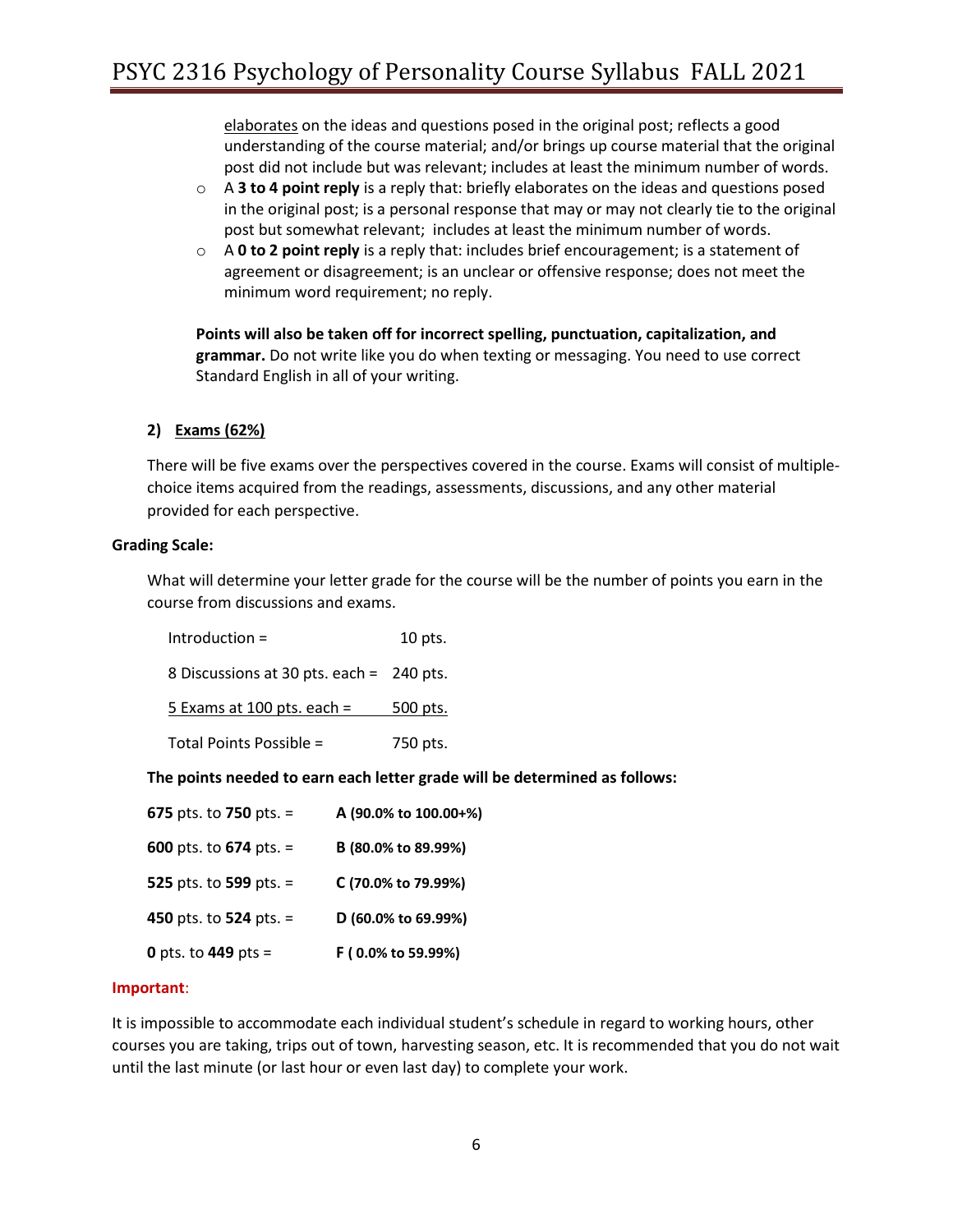elaborates on the ideas and questions posed in the original post; reflects a good understanding of the course material; and/or brings up course material that the original post did not include but was relevant; includes at least the minimum number of words.

- A **3 to 4 point reply** is a reply that: briefly elaborates on the ideas and questions posed in the original post; is a personal response that may or may not clearly tie to the original post but somewhat relevant; includes at least the minimum number of words.
- A **0 to 2 point reply** is a reply that: includes brief encouragement; is a statement of agreement or disagreement; is an unclear or offensive response; does not meet the minimum word requirement; no reply.

**Points will also be taken off for incorrect spelling, punctuation, capitalization, and grammar.** Do not write like you do when texting or messaging. You need to use correct Standard English in all of your writing.

**2) Exams (62%)**

There will be five exams over the perspectives covered in the course. Exams will consist of multiple-choice items acquired from the readings, assessments, discussions, and any other material provided for each perspective.

**Grading Scale:**

What will determine your letter grade for the course will be the number of points you earn in the course from discussions and exams.

| | |
|---|---|
| Introduction = | 10 pts. |
| 8 Discussions at 30 pts. each = | 240 pts. |
| 5 Exams at 100 pts. each = | 500 pts. |
| Total Points Possible = | 750 pts. |

**The points needed to earn each letter grade will be determined as follows:**

| | |
|---|---|
| **675** pts. to **750** pts. = | **A (90.0% to 100.00+%)** |
| **600** pts. to **674** pts. = | **B (80.0% to 89.99%)** |
| **525** pts. to **599** pts. = | **C (70.0% to 79.99%)** |
| **450** pts. to **524** pts. = | **D (60.0% to 69.99%)** |
| **0** pts. to **449** pts = | **F ( 0.0% to 59.99%)** |

**Important**:

It is impossible to accommodate each individual student's schedule in regard to working hours, other courses you are taking, trips out of town, harvesting season, etc. It is recommended that you do not wait until the last minute (or last hour or even last day) to complete your work.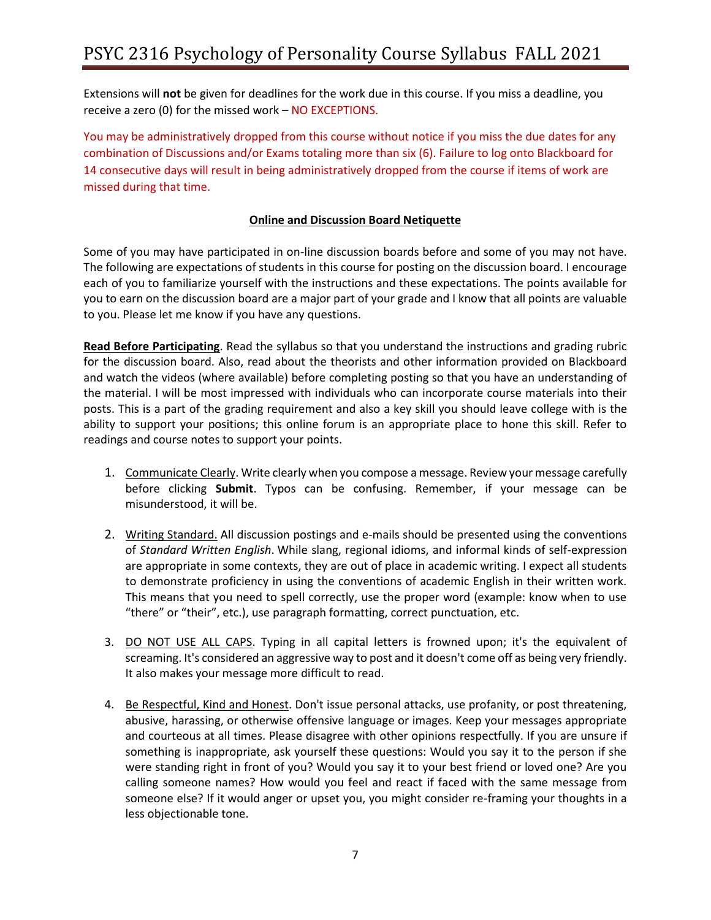Extensions will **not** be given for deadlines for the work due in this course. If you miss a deadline, you receive a zero (0) for the missed work – NO EXCEPTIONS.

You may be administratively dropped from this course without notice if you miss the due dates for any combination of Discussions and/or Exams totaling more than six (6). Failure to log onto Blackboard for 14 consecutive days will result in being administratively dropped from the course if items of work are missed during that time.

## Online and Discussion Board Netiquette

Some of you may have participated in on-line discussion boards before and some of you may not have. The following are expectations of students in this course for posting on the discussion board. I encourage each of you to familiarize yourself with the instructions and these expectations. The points available for you to earn on the discussion board are a major part of your grade and I know that all points are valuable to you. Please let me know if you have any questions.

**Read Before Participating**. Read the syllabus so that you understand the instructions and grading rubric for the discussion board. Also, read about the theorists and other information provided on Blackboard and watch the videos (where available) before completing posting so that you have an understanding of the material. I will be most impressed with individuals who can incorporate course materials into their posts. This is a part of the grading requirement and also a key skill you should leave college with is the ability to support your positions; this online forum is an appropriate place to hone this skill. Refer to readings and course notes to support your points.

1. Communicate Clearly. Write clearly when you compose a message. Review your message carefully before clicking **Submit**. Typos can be confusing. Remember, if your message can be misunderstood, it will be.

2. Writing Standard. All discussion postings and e-mails should be presented using the conventions of *Standard Written English*. While slang, regional idioms, and informal kinds of self-expression are appropriate in some contexts, they are out of place in academic writing. I expect all students to demonstrate proficiency in using the conventions of academic English in their written work. This means that you need to spell correctly, use the proper word (example: know when to use "there" or "their", etc.), use paragraph formatting, correct punctuation, etc.

3. DO NOT USE ALL CAPS. Typing in all capital letters is frowned upon; it's the equivalent of screaming. It's considered an aggressive way to post and it doesn't come off as being very friendly. It also makes your message more difficult to read.

4. Be Respectful, Kind and Honest. Don't issue personal attacks, use profanity, or post threatening, abusive, harassing, or otherwise offensive language or images. Keep your messages appropriate and courteous at all times. Please disagree with other opinions respectfully. If you are unsure if something is inappropriate, ask yourself these questions: Would you say it to the person if she were standing right in front of you? Would you say it to your best friend or loved one? Are you calling someone names? How would you feel and react if faced with the same message from someone else? If it would anger or upset you, you might consider re-framing your thoughts in a less objectionable tone.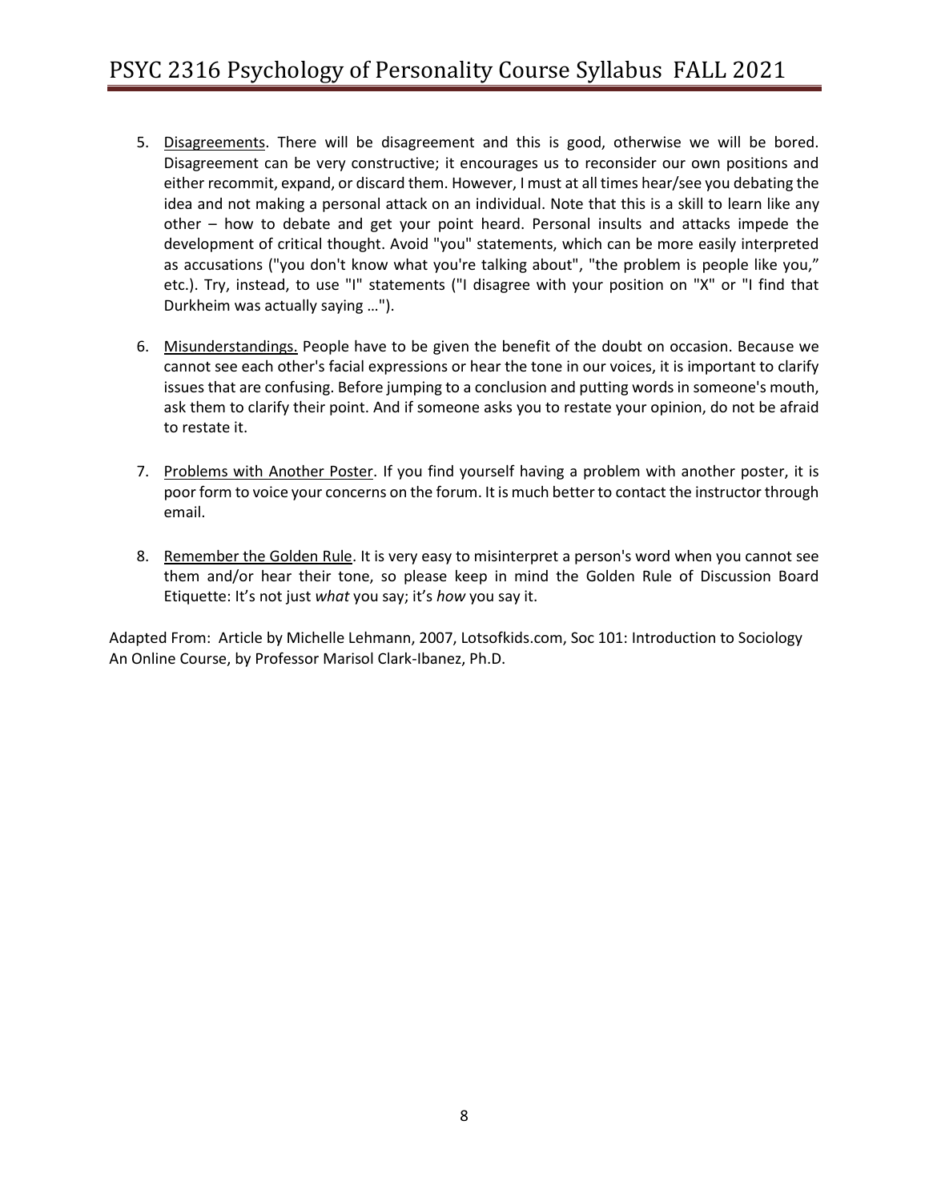5. Disagreements. There will be disagreement and this is good, otherwise we will be bored. Disagreement can be very constructive; it encourages us to reconsider our own positions and either recommit, expand, or discard them. However, I must at all times hear/see you debating the idea and not making a personal attack on an individual. Note that this is a skill to learn like any other – how to debate and get your point heard. Personal insults and attacks impede the development of critical thought. Avoid "you" statements, which can be more easily interpreted as accusations ("you don't know what you're talking about", "the problem is people like you," etc.). Try, instead, to use "I" statements ("I disagree with your position on "X" or "I find that Durkheim was actually saying …").

6. Misunderstandings. People have to be given the benefit of the doubt on occasion. Because we cannot see each other's facial expressions or hear the tone in our voices, it is important to clarify issues that are confusing. Before jumping to a conclusion and putting words in someone's mouth, ask them to clarify their point. And if someone asks you to restate your opinion, do not be afraid to restate it.

7. Problems with Another Poster. If you find yourself having a problem with another poster, it is poor form to voice your concerns on the forum. It is much better to contact the instructor through email.

8. Remember the Golden Rule. It is very easy to misinterpret a person's word when you cannot see them and/or hear their tone, so please keep in mind the Golden Rule of Discussion Board Etiquette: It's not just *what* you say; it's *how* you say it.

Adapted From: Article by Michelle Lehmann, 2007, Lotsofkids.com, Soc 101: Introduction to Sociology An Online Course, by Professor Marisol Clark-Ibanez, Ph.D.